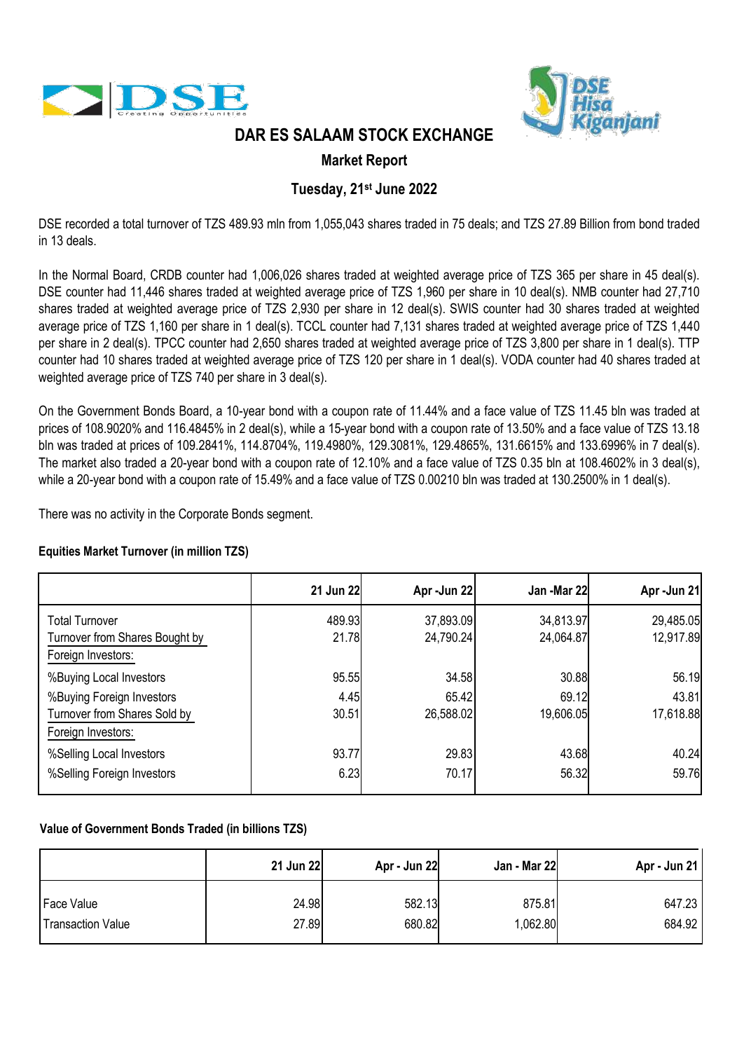# DAR ES SALAAM STOCK EXCHANGE

## Market Report

### Tuesday, 21st June 2022

DSE recorded a total turnover of TZS 489.93 mln from 1,055,043 shares traded in 75 deals; and TZS 27.89 Billion from bond traded in 13 deals.

In the Normal Board, CRDB counter had 1,006,026 shares traded at weighted average price of TZS 365 per share in 45 deal(s). DSE counter had 11,446 shares traded at weighted average price of TZS 1,960 per share in 10 deal(s). NMB counter had 27,710 shares traded at weighted average price of TZS 2,930 per share in 12 deal(s). SWIS counter had 30 shares traded at weighted average price of TZS 1,160 per share in 1 deal(s). TCCL counter had 7,131 shares traded at weighted average price of TZS 1,440 per share in 2 deal(s). TPCC counter had 2,650 shares traded at weighted average price of TZS 3,800 per share in 1 deal(s). TTP counter had 10 shares traded at weighted average price of TZS 120 per share in 1 deal(s). VODA counter had 40 shares traded at weighted average price of TZS 740 per share in 3 deal(s).

On the Government Bonds Board, a 10-year bond with a coupon rate of 11.44% and a face value of TZS 11.45 bln was traded at prices of 108.9020% and 116.4845% in 2 deal(s), while a 15-year bond with a coupon rate of 13.50% and a face value of TZS 13.18 bln was traded at prices of 109.2841%, 114.8704%, 119.4980%, 129.3081%, 129.4865%, 131.6615% and 133.6996% in 7 deal(s). The market also traded a 20-year bond with a coupon rate of 12.10% and a face value of TZS 0.35 bln at 108.4602% in 3 deal(s), while a 20-year bond with a coupon rate of 15.49% and a face value of TZS 0.00210 bln was traded at 130.2500% in 1 deal(s).

There was no activity in the Corporate Bonds segment.

**Equities Market Turnover (in million TZS)**

| | 21 Jun 22 | Apr -Jun 22 | Jan -Mar 22 | Apr -Jun 21 |
|---|---|---|---|---|
| Total Turnover | 489.93 | 37,893.09 | 34,813.97 | 29,485.05 |
| Turnover from Shares Bought by Foreign Investors: | 21.78 | 24,790.24 | 24,064.87 | 12,917.89 |
| %Buying Local Investors | 95.55 | 34.58 | 30.88 | 56.19 |
| %Buying Foreign Investors | 4.45 | 65.42 | 69.12 | 43.81 |
| Turnover from Shares Sold by Foreign Investors: | 30.51 | 26,588.02 | 19,606.05 | 17,618.88 |
| %Selling Local Investors | 93.77 | 29.83 | 43.68 | 40.24 |
| %Selling Foreign Investors | 6.23 | 70.17 | 56.32 | 59.76 |

**Value of Government Bonds Traded (in billions TZS)**

| | 21 Jun 22 | Apr - Jun 22 | Jan - Mar 22 | Apr - Jun 21 |
|---|---|---|---|---|
| Face Value | 24.98 | 582.13 | 875.81 | 647.23 |
| Transaction Value | 27.89 | 680.82 | 1,062.80 | 684.92 |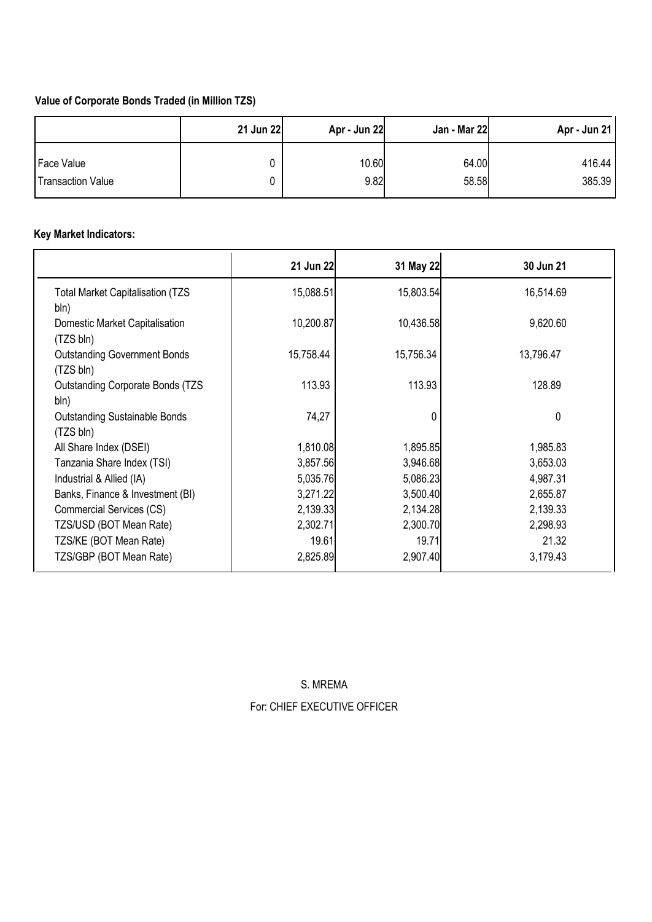**Value of Corporate Bonds Traded (in Million TZS)**

| | 21 Jun 22 | Apr - Jun 22 | Jan - Mar 22 | Apr - Jun 21 |
|---|---|---|---|---|
| Face Value | 0 | 10.60 | 64.00 | 416.44 |
| Transaction Value | 0 | 9.82 | 58.58 | 385.39 |

**Key Market Indicators:**

| | 21 Jun 22 | 31 May 22 | 30 Jun 21 |
|---|---|---|---|
| Total Market Capitalisation (TZS bln) | 15,088.51 | 15,803.54 | 16,514.69 |
| Domestic Market Capitalisation (TZS bln) | 10,200.87 | 10,436.58 | 9,620.60 |
| Outstanding Government Bonds (TZS bln) | 15,758.44 | 15,756.34 | 13,796.47 |
| Outstanding Corporate Bonds (TZS bln) | 113.93 | 113.93 | 128.89 |
| Outstanding Sustainable Bonds (TZS bln) | 74,27 | 0 | 0 |
| All Share Index (DSEI) | 1,810.08 | 1,895.85 | 1,985.83 |
| Tanzania Share Index (TSI) | 3,857.56 | 3,946.68 | 3,653.03 |
| Industrial & Allied (IA) | 5,035.76 | 5,086.23 | 4,987.31 |
| Banks, Finance & Investment (BI) | 3,271.22 | 3,500.40 | 2,655.87 |
| Commercial Services (CS) | 2,139.33 | 2,134.28 | 2,139.33 |
| TZS/USD (BOT Mean Rate) | 2,302.71 | 2,300.70 | 2,298.93 |
| TZS/KE (BOT Mean Rate) | 19.61 | 19.71 | 21.32 |
| TZS/GBP (BOT Mean Rate) | 2,825.89 | 2,907.40 | 3,179.43 |

S. MREMA

For: CHIEF EXECUTIVE OFFICER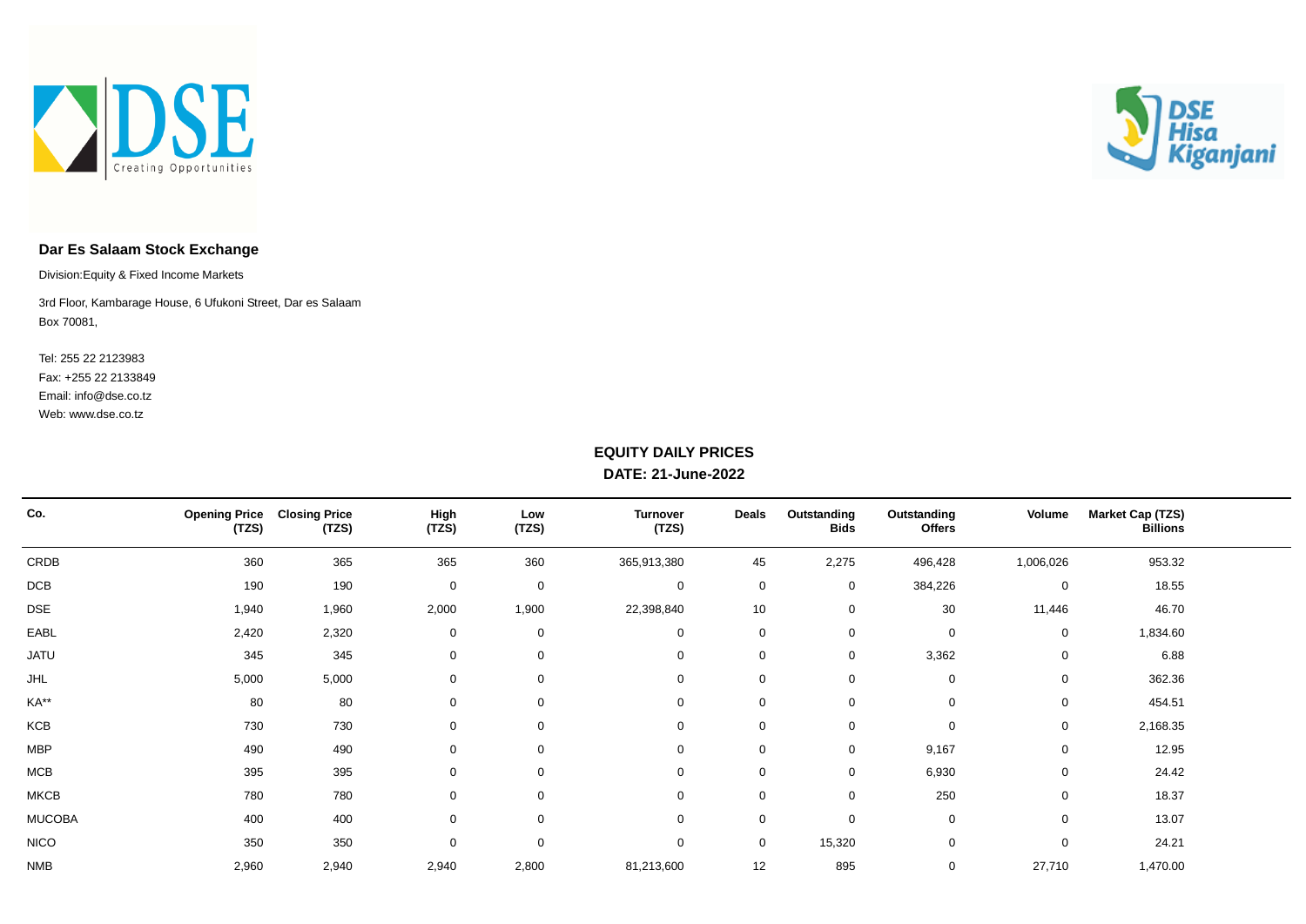**Dar Es Salaam Stock Exchange**

Division:Equity & Fixed Income Markets

3rd Floor, Kambarage House, 6 Ufukoni Street, Dar es Salaam
Box 70081,

Tel: 255 22 2123983
Fax: +255 22 2133849
Email: info@dse.co.tz
Web: www.dse.co.tz

## EQUITY DAILY PRICES

**DATE: 21-June-2022**

| Co. | Opening Price (TZS) | Closing Price (TZS) | High (TZS) | Low (TZS) | Turnover (TZS) | Deals | Outstanding Bids | Outstanding Offers | Volume | Market Cap (TZS) Billions |
|---|---|---|---|---|---|---|---|---|---|---|
| CRDB | 360 | 365 | 365 | 360 | 365,913,380 | 45 | 2,275 | 496,428 | 1,006,026 | 953.32 |
| DCB | 190 | 190 | 0 | 0 | 0 | 0 | 0 | 384,226 | 0 | 18.55 |
| DSE | 1,940 | 1,960 | 2,000 | 1,900 | 22,398,840 | 10 | 0 | 30 | 11,446 | 46.70 |
| EABL | 2,420 | 2,320 | 0 | 0 | 0 | 0 | 0 | 0 | 0 | 1,834.60 |
| JATU | 345 | 345 | 0 | 0 | 0 | 0 | 0 | 3,362 | 0 | 6.88 |
| JHL | 5,000 | 5,000 | 0 | 0 | 0 | 0 | 0 | 0 | 0 | 362.36 |
| KA** | 80 | 80 | 0 | 0 | 0 | 0 | 0 | 0 | 0 | 454.51 |
| KCB | 730 | 730 | 0 | 0 | 0 | 0 | 0 | 0 | 0 | 2,168.35 |
| MBP | 490 | 490 | 0 | 0 | 0 | 0 | 0 | 9,167 | 0 | 12.95 |
| MCB | 395 | 395 | 0 | 0 | 0 | 0 | 0 | 6,930 | 0 | 24.42 |
| MKCB | 780 | 780 | 0 | 0 | 0 | 0 | 0 | 250 | 0 | 18.37 |
| MUCOBA | 400 | 400 | 0 | 0 | 0 | 0 | 0 | 0 | 0 | 13.07 |
| NICO | 350 | 350 | 0 | 0 | 0 | 0 | 15,320 | 0 | 0 | 24.21 |
| NMB | 2,960 | 2,940 | 2,940 | 2,800 | 81,213,600 | 12 | 895 | 0 | 27,710 | 1,470.00 |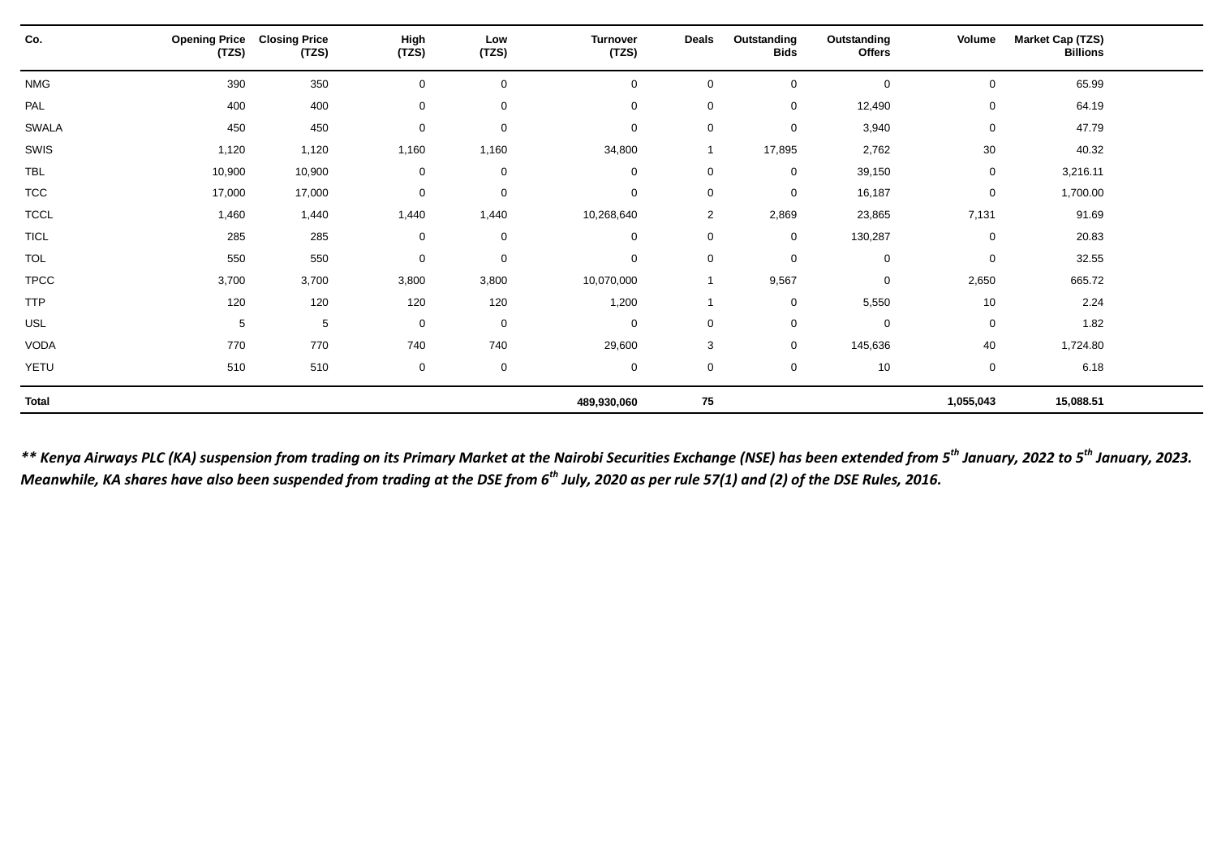| Co. | Opening Price (TZS) | Closing Price (TZS) | High (TZS) | Low (TZS) | Turnover (TZS) | Deals | Outstanding Bids | Outstanding Offers | Volume | Market Cap (TZS) Billions |
|---|---|---|---|---|---|---|---|---|---|---|
| NMG | 390 | 350 | 0 | 0 | 0 | 0 | 0 | 0 | 0 | 65.99 |
| PAL | 400 | 400 | 0 | 0 | 0 | 0 | 0 | 12,490 | 0 | 64.19 |
| SWALA | 450 | 450 | 0 | 0 | 0 | 0 | 0 | 3,940 | 0 | 47.79 |
| SWIS | 1,120 | 1,120 | 1,160 | 1,160 | 34,800 | 1 | 17,895 | 2,762 | 30 | 40.32 |
| TBL | 10,900 | 10,900 | 0 | 0 | 0 | 0 | 0 | 39,150 | 0 | 3,216.11 |
| TCC | 17,000 | 17,000 | 0 | 0 | 0 | 0 | 0 | 16,187 | 0 | 1,700.00 |
| TCCL | 1,460 | 1,440 | 1,440 | 1,440 | 10,268,640 | 2 | 2,869 | 23,865 | 7,131 | 91.69 |
| TICL | 285 | 285 | 0 | 0 | 0 | 0 | 0 | 130,287 | 0 | 20.83 |
| TOL | 550 | 550 | 0 | 0 | 0 | 0 | 0 | 0 | 0 | 32.55 |
| TPCC | 3,700 | 3,700 | 3,800 | 3,800 | 10,070,000 | 1 | 9,567 | 0 | 2,650 | 665.72 |
| TTP | 120 | 120 | 120 | 120 | 1,200 | 1 | 0 | 5,550 | 10 | 2.24 |
| USL | 5 | 5 | 0 | 0 | 0 | 0 | 0 | 0 | 0 | 1.82 |
| VODA | 770 | 770 | 740 | 740 | 29,600 | 3 | 0 | 145,636 | 40 | 1,724.80 |
| YETU | 510 | 510 | 0 | 0 | 0 | 0 | 0 | 10 | 0 | 6.18 |
| **Total** | | | | | **489,930,060** | **75** | | | **1,055,043** | **15,088.51** |

***\*\* Kenya Airways PLC (KA) suspension from trading on its Primary Market at the Nairobi Securities Exchange (NSE) has been extended from 5th January, 2022 to 5th January, 2023. Meanwhile, KA shares have also been suspended from trading at the DSE from 6th July, 2020 as per rule 57(1) and (2) of the DSE Rules, 2016.***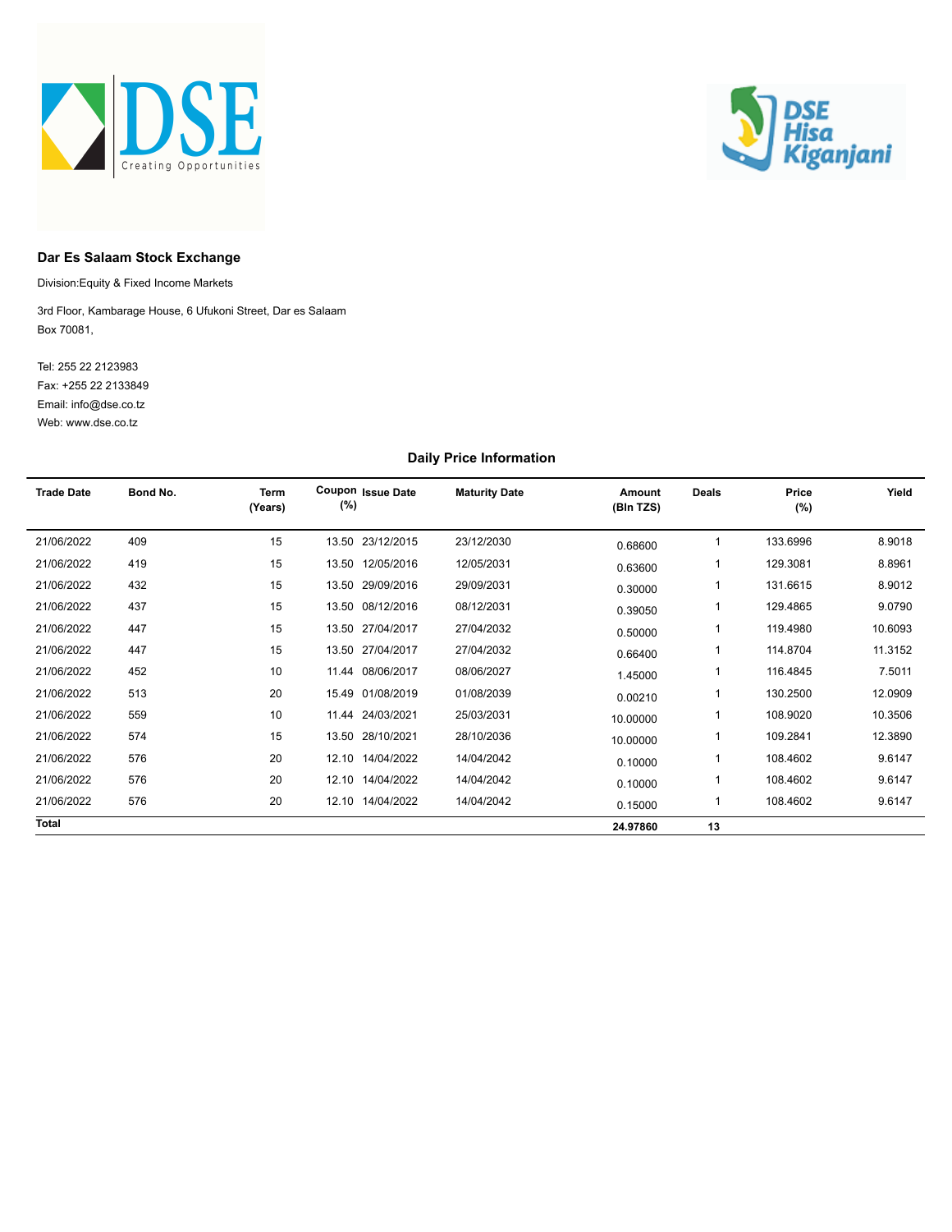**Dar Es Salaam Stock Exchange**

Division:Equity & Fixed Income Markets

3rd Floor, Kambarage House, 6 Ufukoni Street, Dar es Salaam
Box 70081,

Tel: 255 22 2123983
Fax: +255 22 2133849
Email: info@dse.co.tz
Web: www.dse.co.tz

## Daily Price Information

| Trade Date | Bond No. | Term (Years) | Coupon (%) | Issue Date | Maturity Date | Amount (Bln TZS) | Deals | Price (%) | Yield |
|---|---|---|---|---|---|---|---|---|---|
| 21/06/2022 | 409 | 15 | 13.50 | 23/12/2015 | 23/12/2030 | 0.68600 | 1 | 133.6996 | 8.9018 |
| 21/06/2022 | 419 | 15 | 13.50 | 12/05/2016 | 12/05/2031 | 0.63600 | 1 | 129.3081 | 8.8961 |
| 21/06/2022 | 432 | 15 | 13.50 | 29/09/2016 | 29/09/2031 | 0.30000 | 1 | 131.6615 | 8.9012 |
| 21/06/2022 | 437 | 15 | 13.50 | 08/12/2016 | 08/12/2031 | 0.39050 | 1 | 129.4865 | 9.0790 |
| 21/06/2022 | 447 | 15 | 13.50 | 27/04/2017 | 27/04/2032 | 0.50000 | 1 | 119.4980 | 10.6093 |
| 21/06/2022 | 447 | 15 | 13.50 | 27/04/2017 | 27/04/2032 | 0.66400 | 1 | 114.8704 | 11.3152 |
| 21/06/2022 | 452 | 10 | 11.44 | 08/06/2017 | 08/06/2027 | 1.45000 | 1 | 116.4845 | 7.5011 |
| 21/06/2022 | 513 | 20 | 15.49 | 01/08/2019 | 01/08/2039 | 0.00210 | 1 | 130.2500 | 12.0909 |
| 21/06/2022 | 559 | 10 | 11.44 | 24/03/2021 | 25/03/2031 | 10.00000 | 1 | 108.9020 | 10.3506 |
| 21/06/2022 | 574 | 15 | 13.50 | 28/10/2021 | 28/10/2036 | 10.00000 | 1 | 109.2841 | 12.3890 |
| 21/06/2022 | 576 | 20 | 12.10 | 14/04/2022 | 14/04/2042 | 0.10000 | 1 | 108.4602 | 9.6147 |
| 21/06/2022 | 576 | 20 | 12.10 | 14/04/2022 | 14/04/2042 | 0.10000 | 1 | 108.4602 | 9.6147 |
| 21/06/2022 | 576 | 20 | 12.10 | 14/04/2022 | 14/04/2042 | 0.15000 | 1 | 108.4602 | 9.6147 |
| **Total** | | | | | | **24.97860** | **13** | | |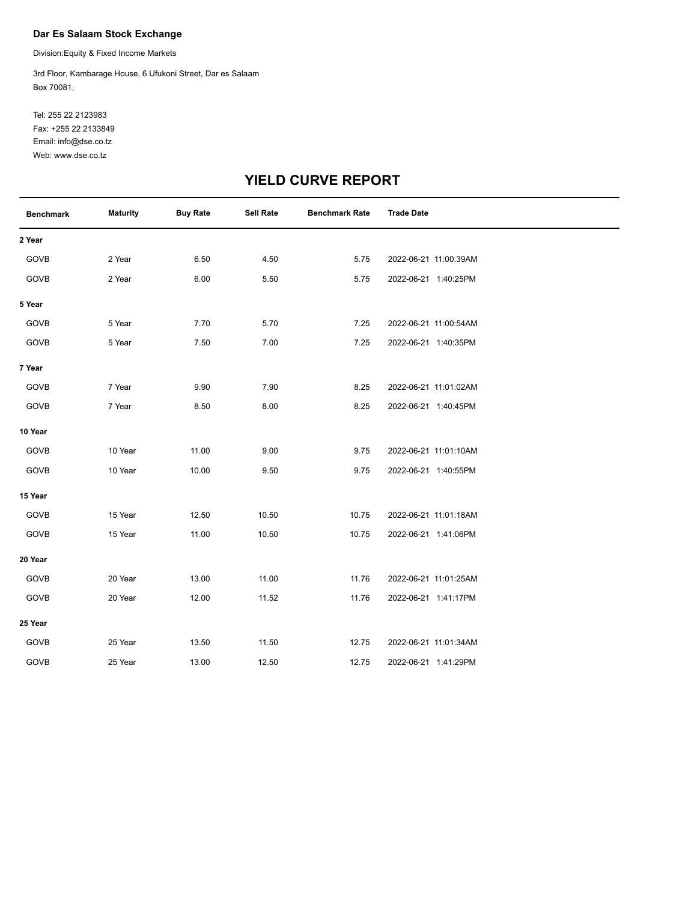**Dar Es Salaam Stock Exchange**

Division:Equity & Fixed Income Markets

3rd Floor, Kambarage House, 6 Ufukoni Street, Dar es Salaam
Box 70081,

Tel: 255 22 2123983
Fax: +255 22 2133849
Email: info@dse.co.tz
Web: www.dse.co.tz

# YIELD CURVE REPORT

| Benchmark | Maturity | Buy Rate | Sell Rate | Benchmark Rate | Trade Date |
|---|---|---|---|---|---|
| **2 Year** | | | | | |
| GOVB | 2 Year | 6.50 | 4.50 | 5.75 | 2022-06-21 11:00:39AM |
| GOVB | 2 Year | 6.00 | 5.50 | 5.75 | 2022-06-21 1:40:25PM |
| **5 Year** | | | | | |
| GOVB | 5 Year | 7.70 | 5.70 | 7.25 | 2022-06-21 11:00:54AM |
| GOVB | 5 Year | 7.50 | 7.00 | 7.25 | 2022-06-21 1:40:35PM |
| **7 Year** | | | | | |
| GOVB | 7 Year | 9.90 | 7.90 | 8.25 | 2022-06-21 11:01:02AM |
| GOVB | 7 Year | 8.50 | 8.00 | 8.25 | 2022-06-21 1:40:45PM |
| **10 Year** | | | | | |
| GOVB | 10 Year | 11.00 | 9.00 | 9.75 | 2022-06-21 11:01:10AM |
| GOVB | 10 Year | 10.00 | 9.50 | 9.75 | 2022-06-21 1:40:55PM |
| **15 Year** | | | | | |
| GOVB | 15 Year | 12.50 | 10.50 | 10.75 | 2022-06-21 11:01:18AM |
| GOVB | 15 Year | 11.00 | 10.50 | 10.75 | 2022-06-21 1:41:06PM |
| **20 Year** | | | | | |
| GOVB | 20 Year | 13.00 | 11.00 | 11.76 | 2022-06-21 11:01:25AM |
| GOVB | 20 Year | 12.00 | 11.52 | 11.76 | 2022-06-21 1:41:17PM |
| **25 Year** | | | | | |
| GOVB | 25 Year | 13.50 | 11.50 | 12.75 | 2022-06-21 11:01:34AM |
| GOVB | 25 Year | 13.00 | 12.50 | 12.75 | 2022-06-21 1:41:29PM |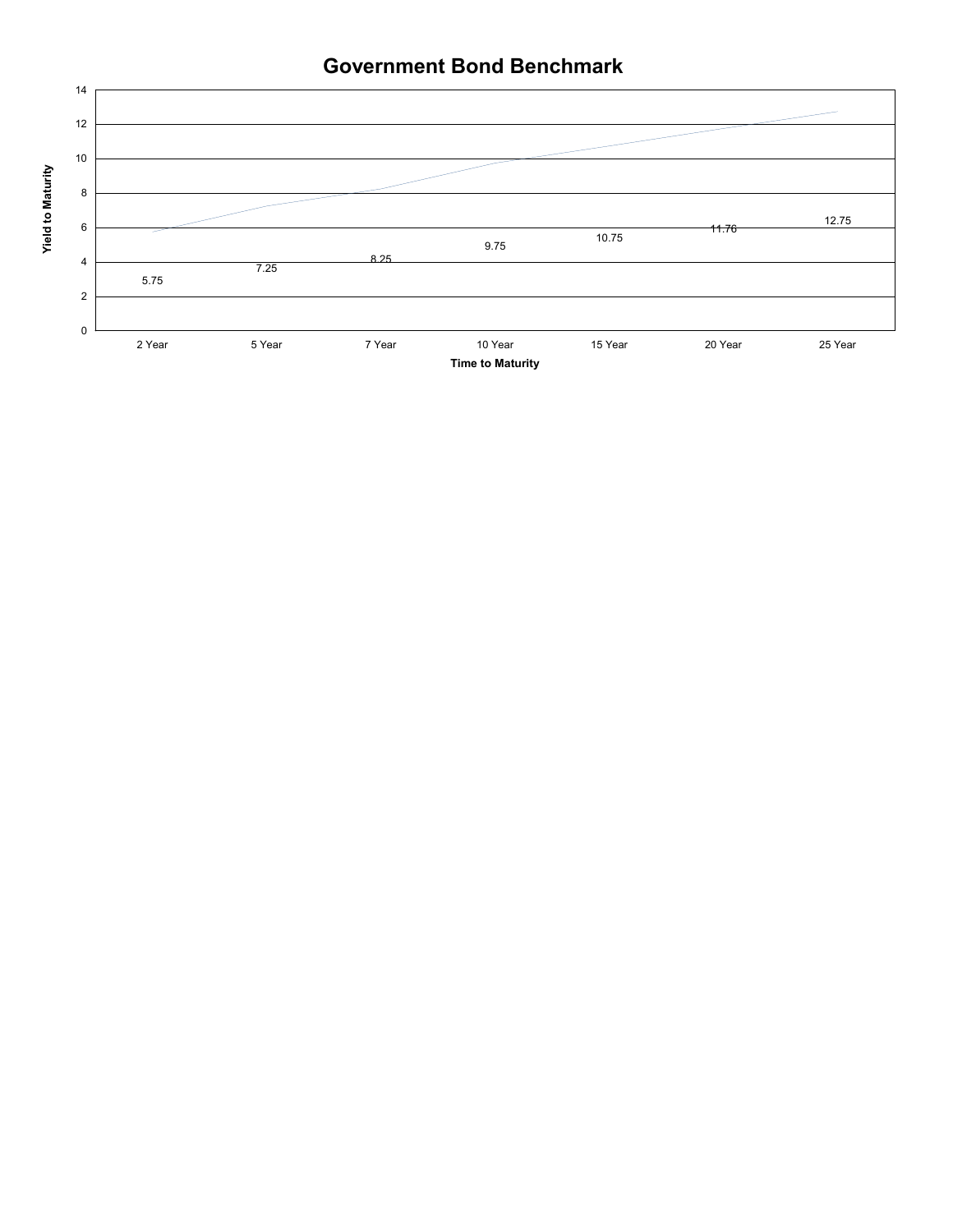## Government Bond Benchmark

14
12
10
8
6
4
2
0

Yield to Maturity

5.75
7.25
8.25
9.75
10.75
11.76
12.75

2 Year
5 Year
7 Year
10 Year
15 Year
20 Year
25 Year

Time to Maturity